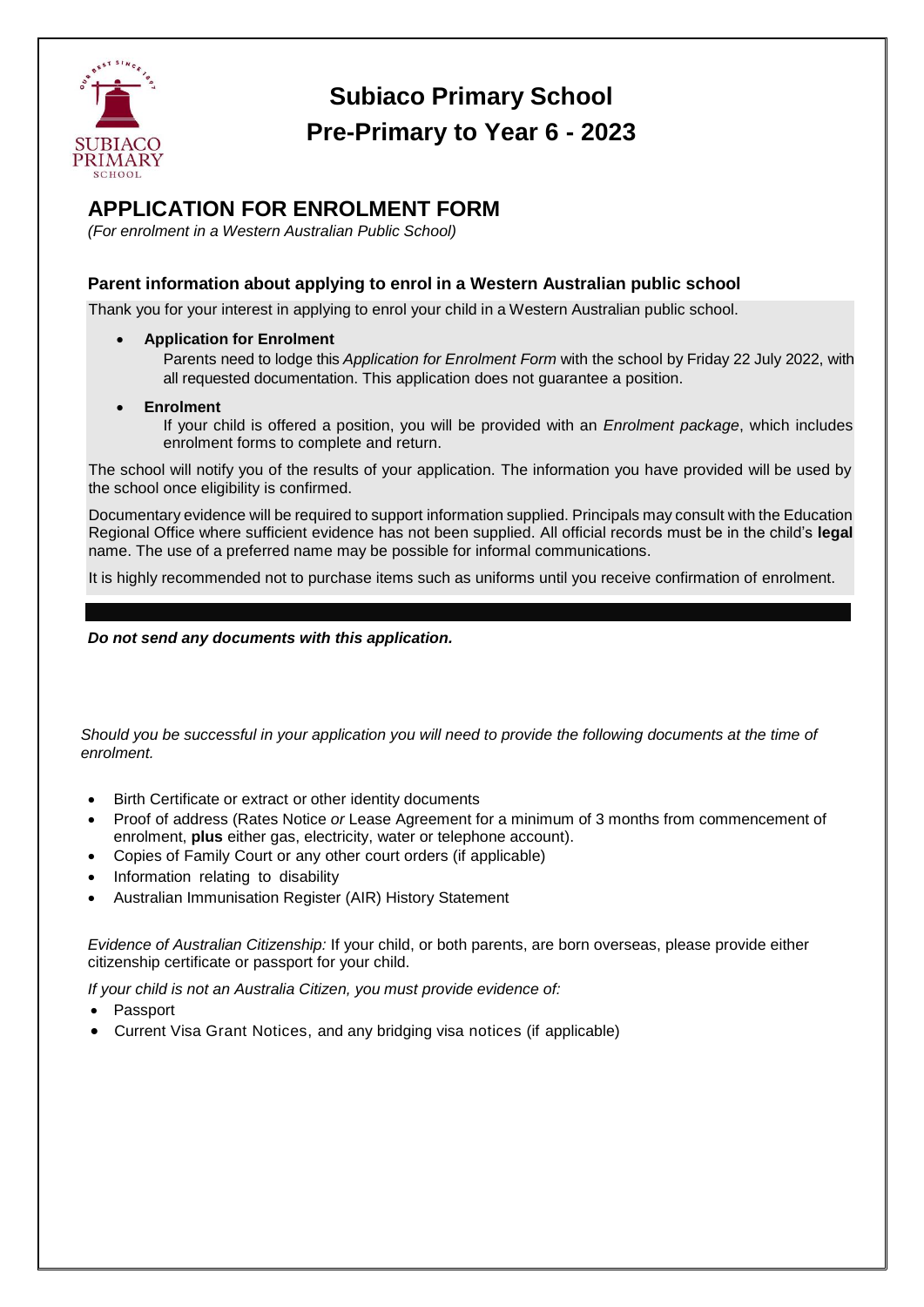# Subiaco Primary School
# Pre-Primary to Year 6 - 2023

## APPLICATION FOR ENROLMENT FORM

*(For enrolment in a Western Australian Public School)*

### Parent information about applying to enrol in a Western Australian public school

Thank you for your interest in applying to enrol your child in a Western Australian public school.

- **Application for Enrolment**

  Parents need to lodge this *Application for Enrolment Form* with the school by Friday 22 July 2022, with all requested documentation. This application does not guarantee a position.

- **Enrolment**

  If your child is offered a position, you will be provided with an *Enrolment package*, which includes enrolment forms to complete and return.

The school will notify you of the results of your application. The information you have provided will be used by the school once eligibility is confirmed.

Documentary evidence will be required to support information supplied. Principals may consult with the Education Regional Office where sufficient evidence has not been supplied. All official records must be in the child's **legal** name. The use of a preferred name may be possible for informal communications.

It is highly recommended not to purchase items such as uniforms until you receive confirmation of enrolment.

***Do not send any documents with this application.***

*Should you be successful in your application you will need to provide the following documents at the time of enrolment.*

- Birth Certificate or extract or other identity documents
- Proof of address (Rates Notice *or* Lease Agreement for a minimum of 3 months from commencement of enrolment, **plus** either gas, electricity, water or telephone account).
- Copies of Family Court or any other court orders (if applicable)
- Information relating to disability
- Australian Immunisation Register (AIR) History Statement

*Evidence of Australian Citizenship:* If your child, or both parents, are born overseas, please provide either citizenship certificate or passport for your child.

*If your child is not an Australia Citizen, you must provide evidence of:*

- Passport
- Current Visa Grant Notices, and any bridging visa notices (if applicable)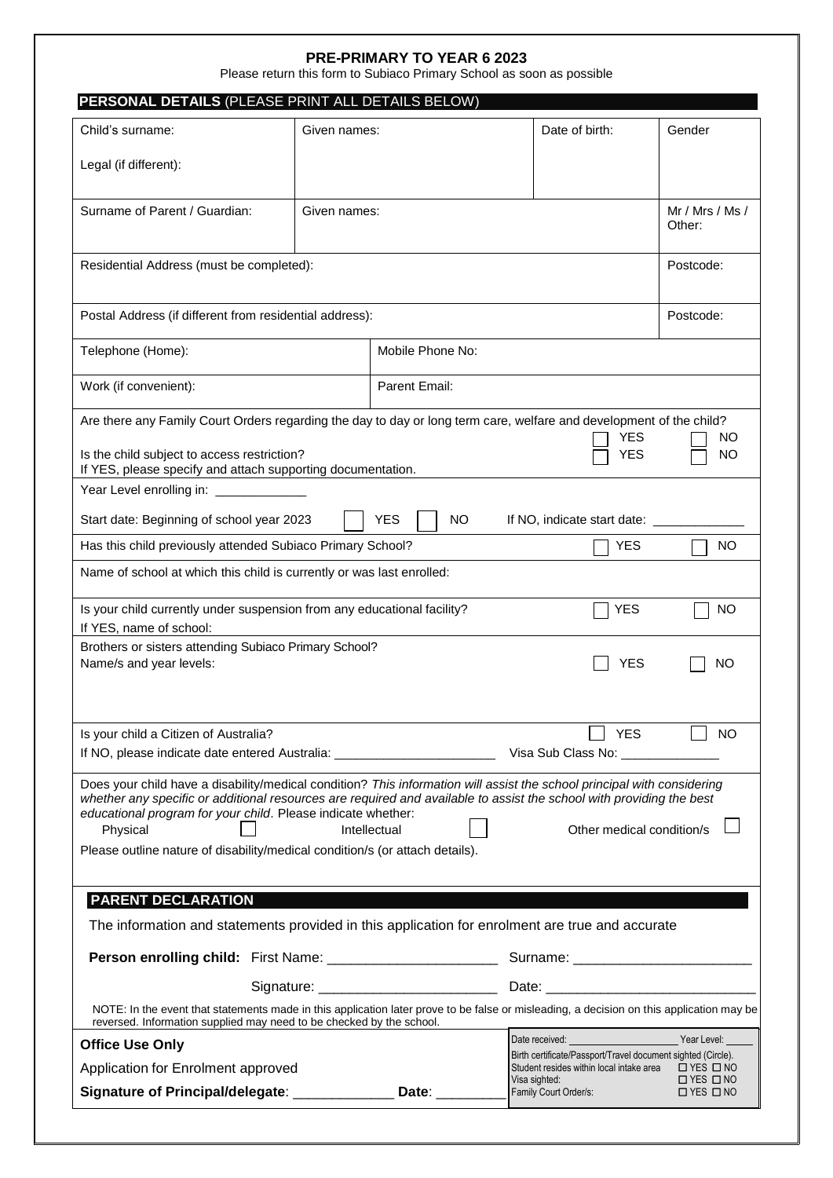# PRE-PRIMARY TO YEAR 6 2023

Please return this form to Subiaco Primary School as soon as possible

## PERSONAL DETAILS (PLEASE PRINT ALL DETAILS BELOW)

| | | | |
|---|---|---|---|
| Child's surname:<br><br>Legal (if different): | Given names: | Date of birth: | Gender |
| Surname of Parent / Guardian: | Given names: | | Mr / Mrs / Ms / Other: |
| Residential Address (must be completed): | | | Postcode: |
| Postal Address (if different from residential address): | | | Postcode: |
| Telephone (Home): | Mobile Phone No: | | |
| Work (if convenient): | Parent Email: | | |

Are there any Family Court Orders regarding the day to day or long term care, welfare and development of the child? ☐ YES ☐ NO

Is the child subject to access restriction? ☐ YES ☐ NO

If YES, please specify and attach supporting documentation.

Year Level enrolling in: _____________

Start date: Beginning of school year 2023 ☐ YES ☐ NO If NO, indicate start date: _____________

Has this child previously attended Subiaco Primary School? ☐ YES ☐ NO

Name of school at which this child is currently or was last enrolled:

Is your child currently under suspension from any educational facility? ☐ YES ☐ NO

If YES, name of school:

Brothers or sisters attending Subiaco Primary School?

Name/s and year levels: ☐ YES ☐ NO

Is your child a Citizen of Australia? ☐ YES ☐ NO

If NO, please indicate date entered Australia: _______________________ Visa Sub Class No: ______________

Does your child have a disability/medical condition? *This information will assist the school principal with considering whether any specific or additional resources are required and available to assist the school with providing the best educational program for your child*. Please indicate whether:

Physical ☐ Intellectual ☐ Other medical condition/s ☐

Please outline nature of disability/medical condition/s (or attach details).

## PARENT DECLARATION

The information and statements provided in this application for enrolment are true and accurate

**Person enrolling child:** First Name: ______________________ Surname: _______________________

Signature: _______________________ Date: ___________________________

NOTE: In the event that statements made in this application later prove to be false or misleading, a decision on this application may be reversed. Information supplied may need to be checked by the school.

**Office Use Only**

Application for Enrolment approved

**Signature of Principal/delegate**: _____________ **Date**: _________

Date received: ____________________ Year Level: _____

Birth certificate/Passport/Travel document sighted (Circle).

Student resides within local intake area ☐ YES ☐ NO

Visa sighted: ☐ YES ☐ NO

Family Court Order/s: ☐ YES ☐ NO